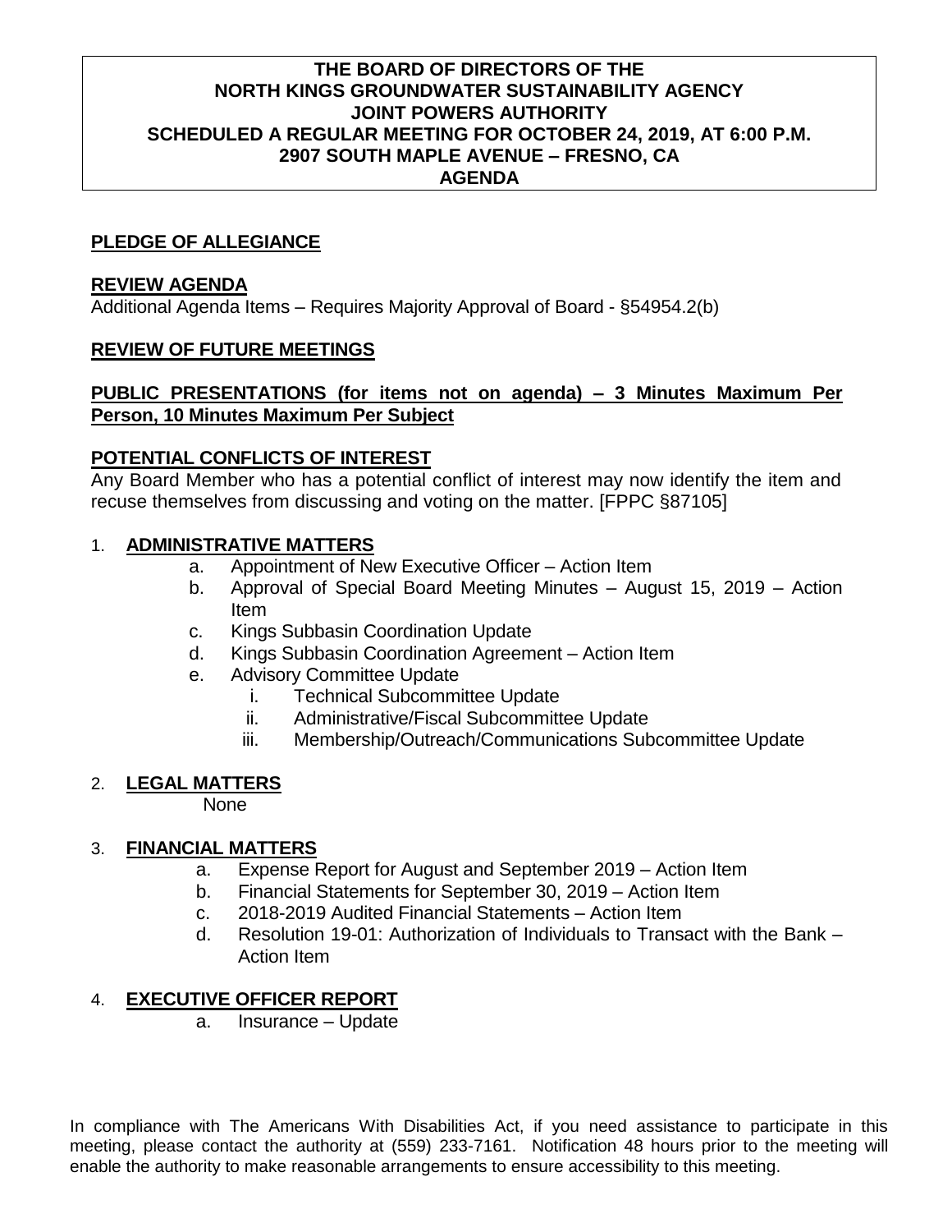# THE BOARD OF DIRECTORS OF THE NORTH KINGS GROUNDWATER SUSTAINABILITY AGENCY JOINT POWERS AUTHORITY SCHEDULED A REGULAR MEETING FOR OCTOBER 24, 2019, AT 6:00 P.M. 2907 SOUTH MAPLE AVENUE – FRESNO, CA AGENDA

## PLEDGE OF ALLEGIANCE

## REVIEW AGENDA

Additional Agenda Items – Requires Majority Approval of Board - §54954.2(b)

## REVIEW OF FUTURE MEETINGS

## PUBLIC PRESENTATIONS (for items not on agenda) – 3 Minutes Maximum Per Person, 10 Minutes Maximum Per Subject

## POTENTIAL CONFLICTS OF INTEREST

Any Board Member who has a potential conflict of interest may now identify the item and recuse themselves from discussing and voting on the matter. [FPPC §87105]

1. **ADMINISTRATIVE MATTERS**
   a. Appointment of New Executive Officer – Action Item
   b. Approval of Special Board Meeting Minutes – August 15, 2019 – Action Item
   c. Kings Subbasin Coordination Update
   d. Kings Subbasin Coordination Agreement – Action Item
   e. Advisory Committee Update
      i. Technical Subcommittee Update
      ii. Administrative/Fiscal Subcommittee Update
      iii. Membership/Outreach/Communications Subcommittee Update

2. **LEGAL MATTERS**
   None

3. **FINANCIAL MATTERS**
   a. Expense Report for August and September 2019 – Action Item
   b. Financial Statements for September 30, 2019 – Action Item
   c. 2018-2019 Audited Financial Statements – Action Item
   d. Resolution 19-01: Authorization of Individuals to Transact with the Bank – Action Item

4. **EXECUTIVE OFFICER REPORT**
   a. Insurance – Update

In compliance with The Americans With Disabilities Act, if you need assistance to participate in this meeting, please contact the authority at (559) 233-7161. Notification 48 hours prior to the meeting will enable the authority to make reasonable arrangements to ensure accessibility to this meeting.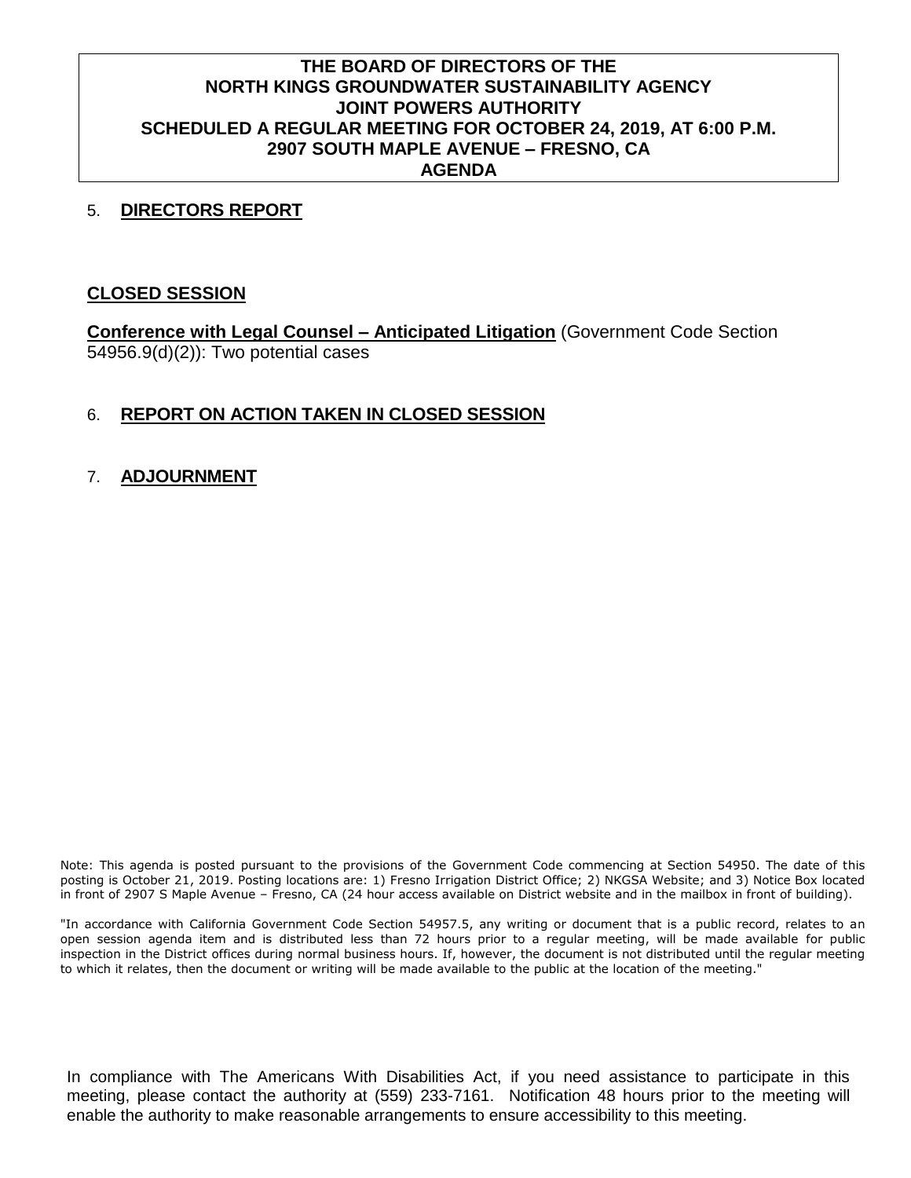**THE BOARD OF DIRECTORS OF THE NORTH KINGS GROUNDWATER SUSTAINABILITY AGENCY JOINT POWERS AUTHORITY SCHEDULED A REGULAR MEETING FOR OCTOBER 24, 2019, AT 6:00 P.M. 2907 SOUTH MAPLE AVENUE – FRESNO, CA AGENDA**

5. **DIRECTORS REPORT**

**CLOSED SESSION**

**Conference with Legal Counsel – Anticipated Litigation** (Government Code Section 54956.9(d)(2)): Two potential cases

6. **REPORT ON ACTION TAKEN IN CLOSED SESSION**

7. **ADJOURNMENT**

Note: This agenda is posted pursuant to the provisions of the Government Code commencing at Section 54950. The date of this posting is October 21, 2019. Posting locations are: 1) Fresno Irrigation District Office; 2) NKGSA Website; and 3) Notice Box located in front of 2907 S Maple Avenue – Fresno, CA (24 hour access available on District website and in the mailbox in front of building).

"In accordance with California Government Code Section 54957.5, any writing or document that is a public record, relates to an open session agenda item and is distributed less than 72 hours prior to a regular meeting, will be made available for public inspection in the District offices during normal business hours. If, however, the document is not distributed until the regular meeting to which it relates, then the document or writing will be made available to the public at the location of the meeting."

In compliance with The Americans With Disabilities Act, if you need assistance to participate in this meeting, please contact the authority at (559) 233-7161. Notification 48 hours prior to the meeting will enable the authority to make reasonable arrangements to ensure accessibility to this meeting.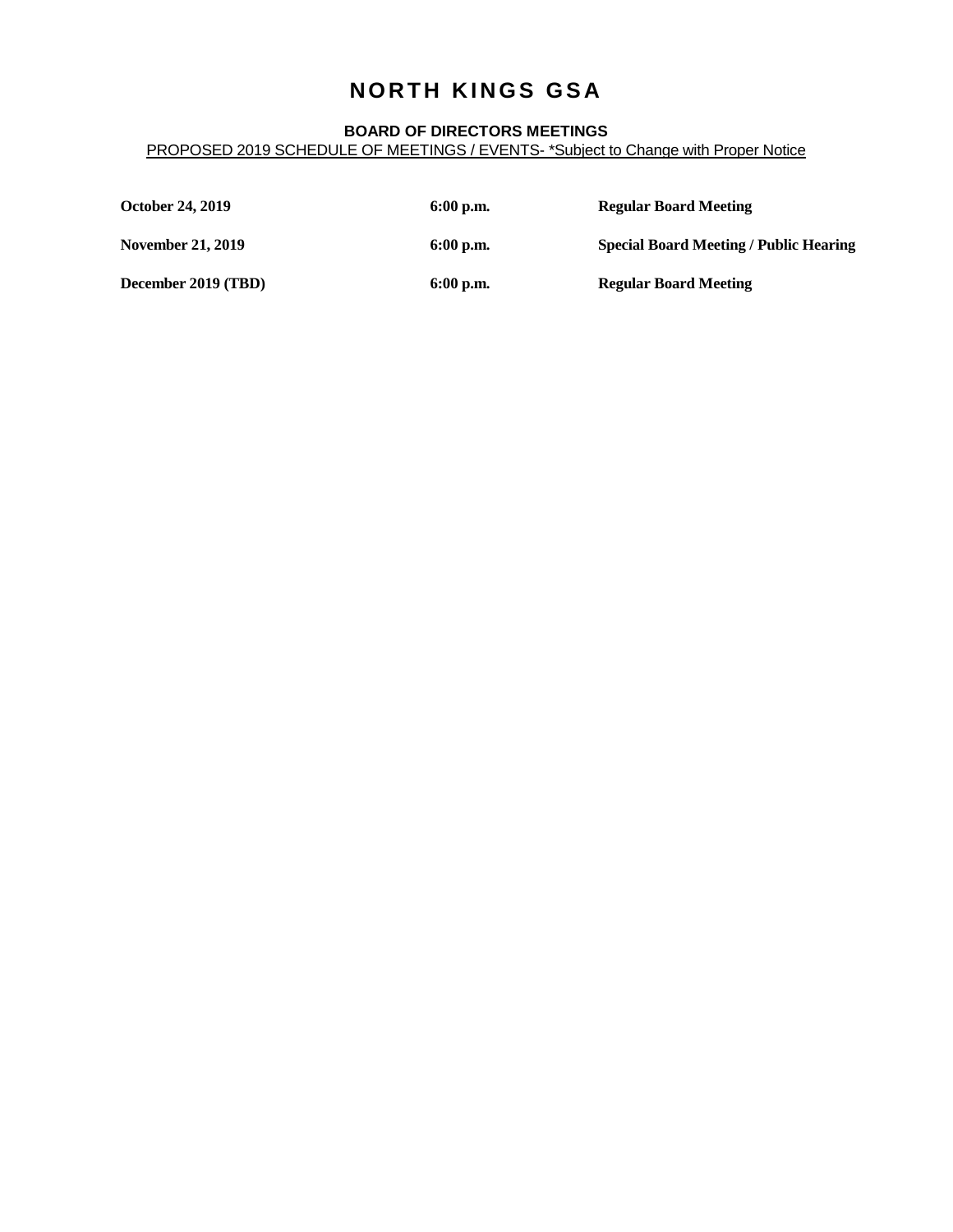# NORTH KINGS GSA

**BOARD OF DIRECTORS MEETINGS**

PROPOSED 2019 SCHEDULE OF MEETINGS / EVENTS- *Subject to Change with Proper Notice

| | | |
|---|---|---|
| **October 24, 2019** | **6:00 p.m.** | **Regular Board Meeting** |
| **November 21, 2019** | **6:00 p.m.** | **Special Board Meeting / Public Hearing** |
| **December 2019 (TBD)** | **6:00 p.m.** | **Regular Board Meeting** |